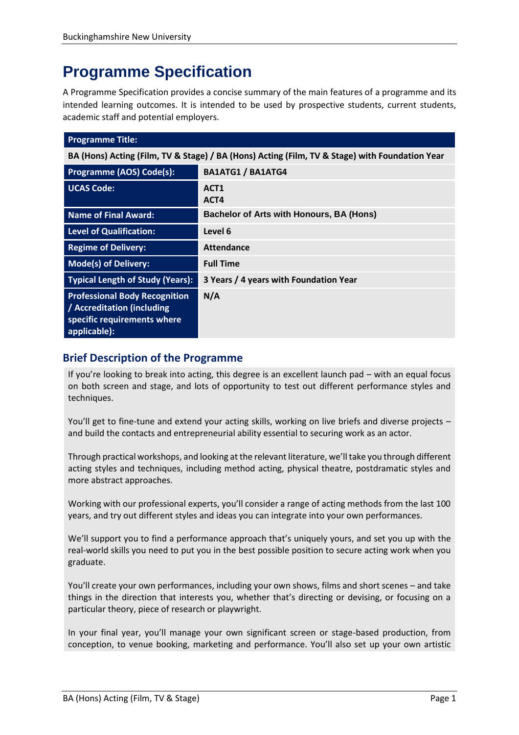# Programme Specification

A Programme Specification provides a concise summary of the main features of a programme and its intended learning outcomes. It is intended to be used by prospective students, current students, academic staff and potential employers.

| Programme Title: | |
|---|---|
| BA (Hons) Acting (Film, TV & Stage) / BA (Hons) Acting (Film, TV & Stage) with Foundation Year | |
| Programme (AOS) Code(s): | BA1ATG1 / BA1ATG4 |
| UCAS Code: | ACT1<br>ACT4 |
| Name of Final Award: | Bachelor of Arts with Honours, BA (Hons) |
| Level of Qualification: | Level 6 |
| Regime of Delivery: | Attendance |
| Mode(s) of Delivery: | Full Time |
| Typical Length of Study (Years): | 3 Years / 4 years with Foundation Year |
| Professional Body Recognition / Accreditation (including specific requirements where applicable): | N/A |

## Brief Description of the Programme

If you're looking to break into acting, this degree is an excellent launch pad – with an equal focus on both screen and stage, and lots of opportunity to test out different performance styles and techniques.

You'll get to fine-tune and extend your acting skills, working on live briefs and diverse projects – and build the contacts and entrepreneurial ability essential to securing work as an actor.

Through practical workshops, and looking at the relevant literature, we'll take you through different acting styles and techniques, including method acting, physical theatre, postdramatic styles and more abstract approaches.

Working with our professional experts, you'll consider a range of acting methods from the last 100 years, and try out different styles and ideas you can integrate into your own performances.

We'll support you to find a performance approach that's uniquely yours, and set you up with the real-world skills you need to put you in the best possible position to secure acting work when you graduate.

You'll create your own performances, including your own shows, films and short scenes – and take things in the direction that interests you, whether that's directing or devising, or focusing on a particular theory, piece of research or playwright.

In your final year, you'll manage your own significant screen or stage-based production, from conception, to venue booking, marketing and performance. You'll also set up your own artistic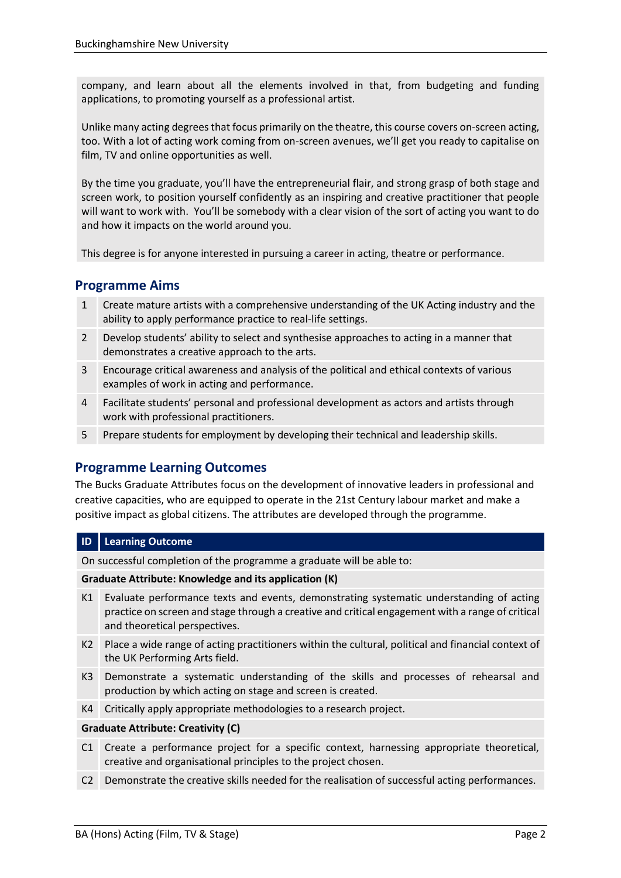company, and learn about all the elements involved in that, from budgeting and funding applications, to promoting yourself as a professional artist.

Unlike many acting degrees that focus primarily on the theatre, this course covers on-screen acting, too. With a lot of acting work coming from on-screen avenues, we'll get you ready to capitalise on film, TV and online opportunities as well.

By the time you graduate, you'll have the entrepreneurial flair, and strong grasp of both stage and screen work, to position yourself confidently as an inspiring and creative practitioner that people will want to work with. You'll be somebody with a clear vision of the sort of acting you want to do and how it impacts on the world around you.

This degree is for anyone interested in pursuing a career in acting, theatre or performance.

## Programme Aims

| | |
|---|---|
| 1 | Create mature artists with a comprehensive understanding of the UK Acting industry and the ability to apply performance practice to real-life settings. |
| 2 | Develop students' ability to select and synthesise approaches to acting in a manner that demonstrates a creative approach to the arts. |
| 3 | Encourage critical awareness and analysis of the political and ethical contexts of various examples of work in acting and performance. |
| 4 | Facilitate students' personal and professional development as actors and artists through work with professional practitioners. |
| 5 | Prepare students for employment by developing their technical and leadership skills. |

## Programme Learning Outcomes

The Bucks Graduate Attributes focus on the development of innovative leaders in professional and creative capacities, who are equipped to operate in the 21st Century labour market and make a positive impact as global citizens. The attributes are developed through the programme.

| ID | Learning Outcome |
|---|---|
| | On successful completion of the programme a graduate will be able to: |
| | **Graduate Attribute: Knowledge and its application (K)** |
| K1 | Evaluate performance texts and events, demonstrating systematic understanding of acting practice on screen and stage through a creative and critical engagement with a range of critical and theoretical perspectives. |
| K2 | Place a wide range of acting practitioners within the cultural, political and financial context of the UK Performing Arts field. |
| K3 | Demonstrate a systematic understanding of the skills and processes of rehearsal and production by which acting on stage and screen is created. |
| K4 | Critically apply appropriate methodologies to a research project. |
| | **Graduate Attribute: Creativity (C)** |
| C1 | Create a performance project for a specific context, harnessing appropriate theoretical, creative and organisational principles to the project chosen. |
| C2 | Demonstrate the creative skills needed for the realisation of successful acting performances. |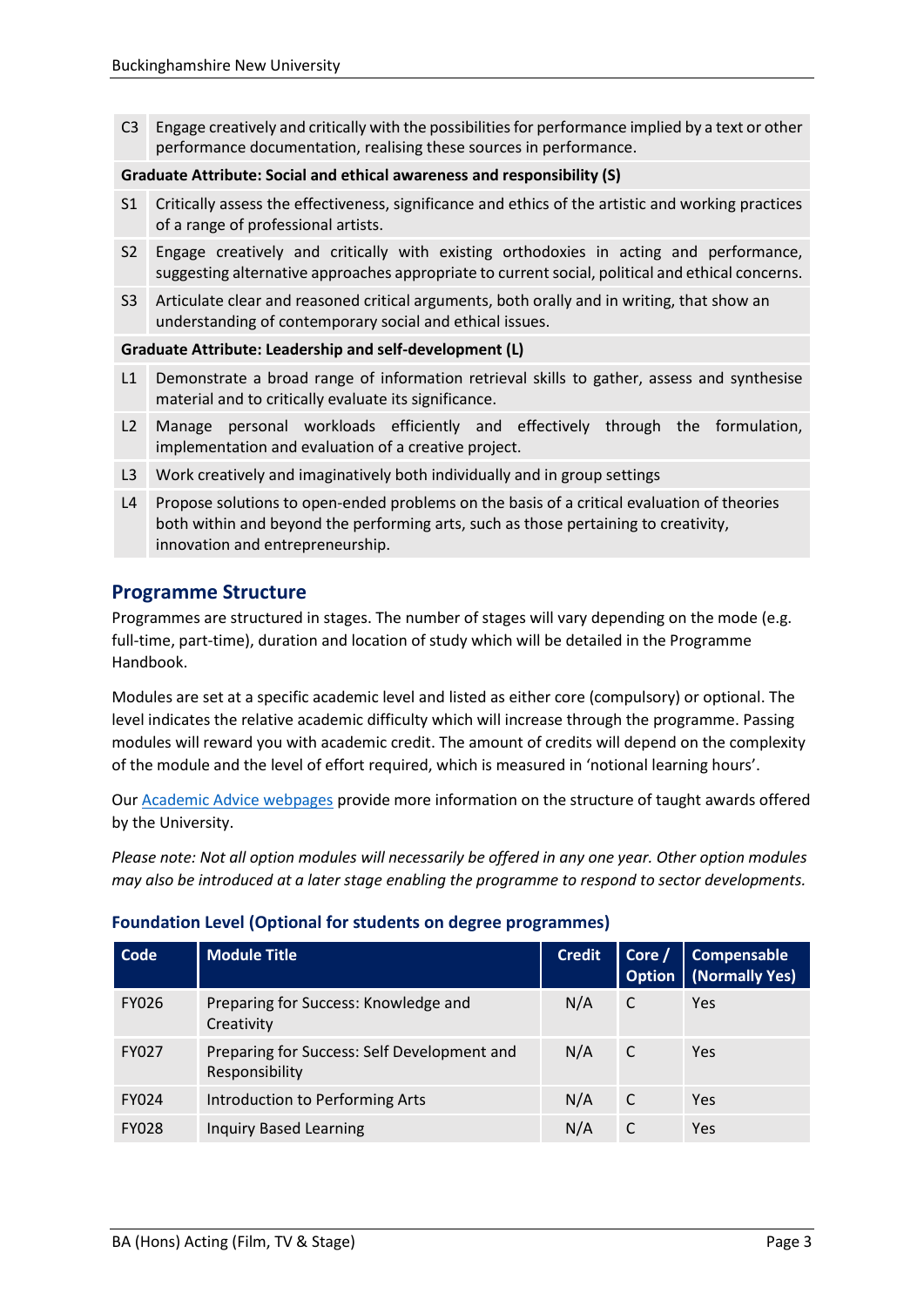| | |
|---|---|
| C3 | Engage creatively and critically with the possibilities for performance implied by a text or other performance documentation, realising these sources in performance. |
| **Graduate Attribute: Social and ethical awareness and responsibility (S)** | |
| S1 | Critically assess the effectiveness, significance and ethics of the artistic and working practices of a range of professional artists. |
| S2 | Engage creatively and critically with existing orthodoxies in acting and performance, suggesting alternative approaches appropriate to current social, political and ethical concerns. |
| S3 | Articulate clear and reasoned critical arguments, both orally and in writing, that show an understanding of contemporary social and ethical issues. |
| **Graduate Attribute: Leadership and self-development (L)** | |
| L1 | Demonstrate a broad range of information retrieval skills to gather, assess and synthesise material and to critically evaluate its significance. |
| L2 | Manage personal workloads efficiently and effectively through the formulation, implementation and evaluation of a creative project. |
| L3 | Work creatively and imaginatively both individually and in group settings |
| L4 | Propose solutions to open-ended problems on the basis of a critical evaluation of theories both within and beyond the performing arts, such as those pertaining to creativity, innovation and entrepreneurship. |

## Programme Structure

Programmes are structured in stages. The number of stages will vary depending on the mode (e.g. full-time, part-time), duration and location of study which will be detailed in the Programme Handbook.

Modules are set at a specific academic level and listed as either core (compulsory) or optional. The level indicates the relative academic difficulty which will increase through the programme. Passing modules will reward you with academic credit. The amount of credits will depend on the complexity of the module and the level of effort required, which is measured in 'notional learning hours'.

Our [Academic Advice webpages] provide more information on the structure of taught awards offered by the University.

*Please note: Not all option modules will necessarily be offered in any one year. Other option modules may also be introduced at a later stage enabling the programme to respond to sector developments.*

### Foundation Level (Optional for students on degree programmes)

| Code | Module Title | Credit | Core / Option | Compensable (Normally Yes) |
|---|---|---|---|---|
| FY026 | Preparing for Success: Knowledge and Creativity | N/A | C | Yes |
| FY027 | Preparing for Success: Self Development and Responsibility | N/A | C | Yes |
| FY024 | Introduction to Performing Arts | N/A | C | Yes |
| FY028 | Inquiry Based Learning | N/A | C | Yes |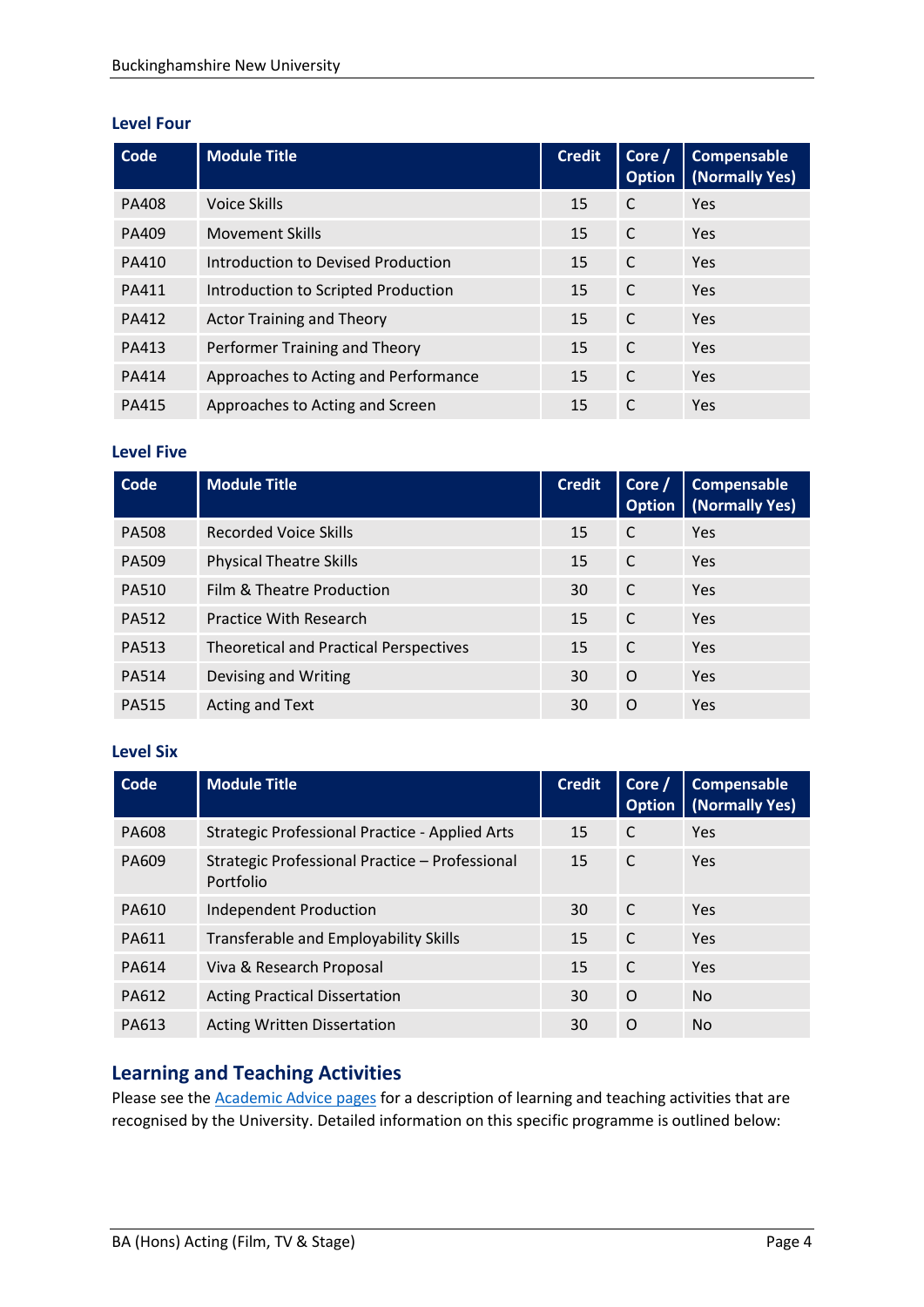### Level Four

| Code | Module Title | Credit | Core / Option | Compensable (Normally Yes) |
|---|---|---|---|---|
| PA408 | Voice Skills | 15 | C | Yes |
| PA409 | Movement Skills | 15 | C | Yes |
| PA410 | Introduction to Devised Production | 15 | C | Yes |
| PA411 | Introduction to Scripted Production | 15 | C | Yes |
| PA412 | Actor Training and Theory | 15 | C | Yes |
| PA413 | Performer Training and Theory | 15 | C | Yes |
| PA414 | Approaches to Acting and Performance | 15 | C | Yes |
| PA415 | Approaches to Acting and Screen | 15 | C | Yes |

### Level Five

| Code | Module Title | Credit | Core / Option | Compensable (Normally Yes) |
|---|---|---|---|---|
| PA508 | Recorded Voice Skills | 15 | C | Yes |
| PA509 | Physical Theatre Skills | 15 | C | Yes |
| PA510 | Film & Theatre Production | 30 | C | Yes |
| PA512 | Practice With Research | 15 | C | Yes |
| PA513 | Theoretical and Practical Perspectives | 15 | C | Yes |
| PA514 | Devising and Writing | 30 | O | Yes |
| PA515 | Acting and Text | 30 | O | Yes |

### Level Six

| Code | Module Title | Credit | Core / Option | Compensable (Normally Yes) |
|---|---|---|---|---|
| PA608 | Strategic Professional Practice - Applied Arts | 15 | C | Yes |
| PA609 | Strategic Professional Practice – Professional Portfolio | 15 | C | Yes |
| PA610 | Independent Production | 30 | C | Yes |
| PA611 | Transferable and Employability Skills | 15 | C | Yes |
| PA614 | Viva & Research Proposal | 15 | C | Yes |
| PA612 | Acting Practical Dissertation | 30 | O | No |
| PA613 | Acting Written Dissertation | 30 | O | No |

## Learning and Teaching Activities

Please see the Academic Advice pages for a description of learning and teaching activities that are recognised by the University. Detailed information on this specific programme is outlined below: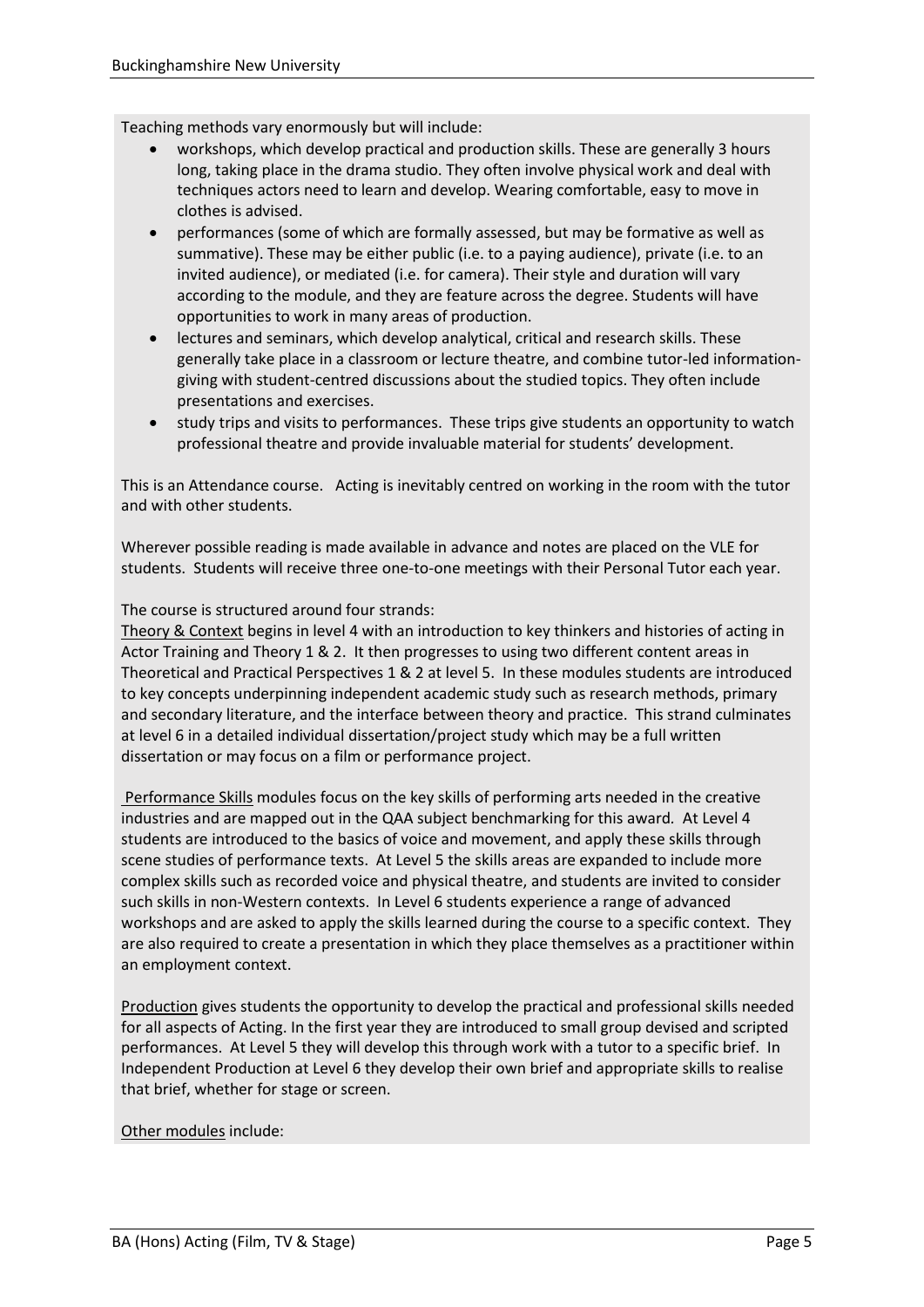Teaching methods vary enormously but will include:

- workshops, which develop practical and production skills. These are generally 3 hours long, taking place in the drama studio. They often involve physical work and deal with techniques actors need to learn and develop. Wearing comfortable, easy to move in clothes is advised.
- performances (some of which are formally assessed, but may be formative as well as summative). These may be either public (i.e. to a paying audience), private (i.e. to an invited audience), or mediated (i.e. for camera). Their style and duration will vary according to the module, and they are feature across the degree. Students will have opportunities to work in many areas of production.
- lectures and seminars, which develop analytical, critical and research skills. These generally take place in a classroom or lecture theatre, and combine tutor-led information-giving with student-centred discussions about the studied topics. They often include presentations and exercises.
- study trips and visits to performances. These trips give students an opportunity to watch professional theatre and provide invaluable material for students' development.

This is an Attendance course. Acting is inevitably centred on working in the room with the tutor and with other students.

Wherever possible reading is made available in advance and notes are placed on the VLE for students. Students will receive three one-to-one meetings with their Personal Tutor each year.

The course is structured around four strands:

Theory & Context begins in level 4 with an introduction to key thinkers and histories of acting in Actor Training and Theory 1 & 2. It then progresses to using two different content areas in Theoretical and Practical Perspectives 1 & 2 at level 5. In these modules students are introduced to key concepts underpinning independent academic study such as research methods, primary and secondary literature, and the interface between theory and practice. This strand culminates at level 6 in a detailed individual dissertation/project study which may be a full written dissertation or may focus on a film or performance project.

Performance Skills modules focus on the key skills of performing arts needed in the creative industries and are mapped out in the QAA subject benchmarking for this award. At Level 4 students are introduced to the basics of voice and movement, and apply these skills through scene studies of performance texts. At Level 5 the skills areas are expanded to include more complex skills such as recorded voice and physical theatre, and students are invited to consider such skills in non-Western contexts. In Level 6 students experience a range of advanced workshops and are asked to apply the skills learned during the course to a specific context. They are also required to create a presentation in which they place themselves as a practitioner within an employment context.

Production gives students the opportunity to develop the practical and professional skills needed for all aspects of Acting. In the first year they are introduced to small group devised and scripted performances. At Level 5 they will develop this through work with a tutor to a specific brief. In Independent Production at Level 6 they develop their own brief and appropriate skills to realise that brief, whether for stage or screen.

Other modules include: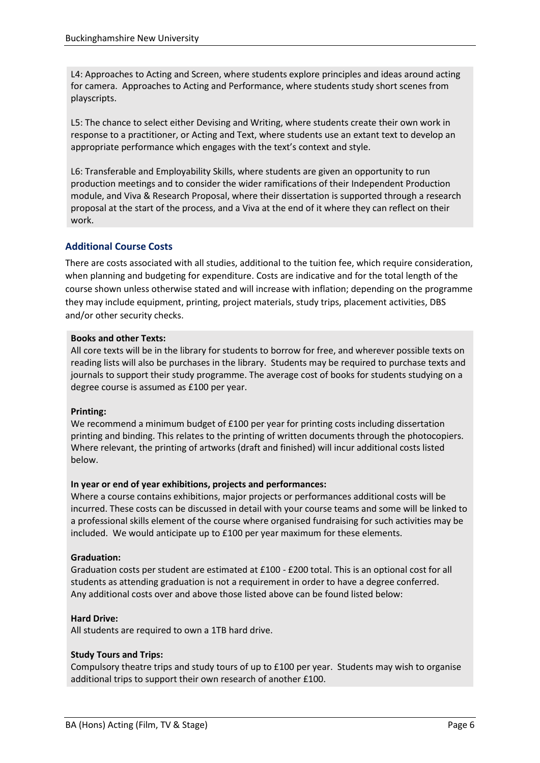L4: Approaches to Acting and Screen, where students explore principles and ideas around acting for camera. Approaches to Acting and Performance, where students study short scenes from playscripts.

L5: The chance to select either Devising and Writing, where students create their own work in response to a practitioner, or Acting and Text, where students use an extant text to develop an appropriate performance which engages with the text's context and style.

L6: Transferable and Employability Skills, where students are given an opportunity to run production meetings and to consider the wider ramifications of their Independent Production module, and Viva & Research Proposal, where their dissertation is supported through a research proposal at the start of the process, and a Viva at the end of it where they can reflect on their work.

### Additional Course Costs

There are costs associated with all studies, additional to the tuition fee, which require consideration, when planning and budgeting for expenditure. Costs are indicative and for the total length of the course shown unless otherwise stated and will increase with inflation; depending on the programme they may include equipment, printing, project materials, study trips, placement activities, DBS and/or other security checks.

**Books and other Texts:**
All core texts will be in the library for students to borrow for free, and wherever possible texts on reading lists will also be purchases in the library. Students may be required to purchase texts and journals to support their study programme. The average cost of books for students studying on a degree course is assumed as £100 per year.

**Printing:**
We recommend a minimum budget of £100 per year for printing costs including dissertation printing and binding. This relates to the printing of written documents through the photocopiers. Where relevant, the printing of artworks (draft and finished) will incur additional costs listed below.

**In year or end of year exhibitions, projects and performances:**
Where a course contains exhibitions, major projects or performances additional costs will be incurred. These costs can be discussed in detail with your course teams and some will be linked to a professional skills element of the course where organised fundraising for such activities may be included. We would anticipate up to £100 per year maximum for these elements.

**Graduation:**
Graduation costs per student are estimated at £100 - £200 total. This is an optional cost for all students as attending graduation is not a requirement in order to have a degree conferred.
Any additional costs over and above those listed above can be found listed below:

**Hard Drive:**
All students are required to own a 1TB hard drive.

**Study Tours and Trips:**
Compulsory theatre trips and study tours of up to £100 per year. Students may wish to organise additional trips to support their own research of another £100.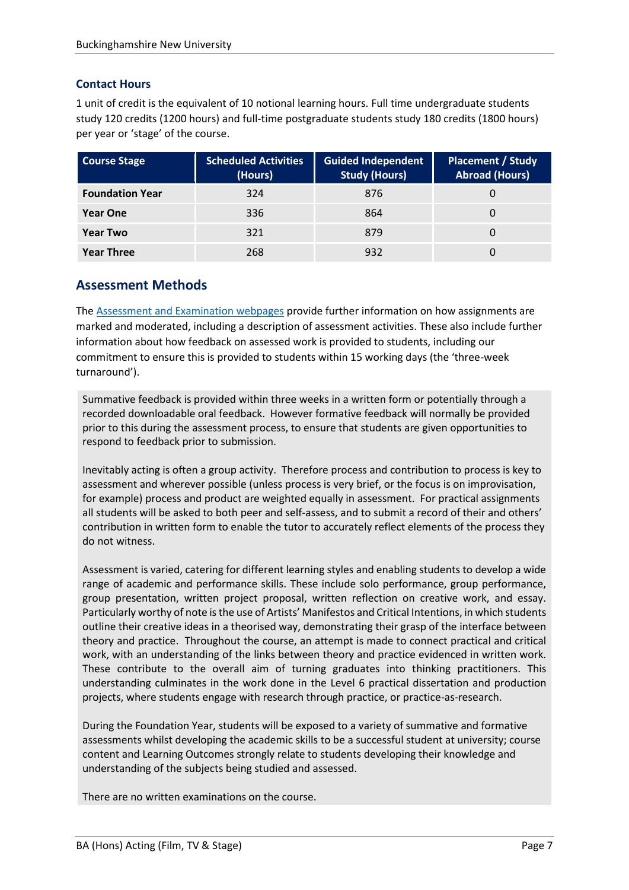### Contact Hours

1 unit of credit is the equivalent of 10 notional learning hours. Full time undergraduate students study 120 credits (1200 hours) and full-time postgraduate students study 180 credits (1800 hours) per year or 'stage' of the course.

| Course Stage | Scheduled Activities (Hours) | Guided Independent Study (Hours) | Placement / Study Abroad (Hours) |
|---|---|---|---|
| **Foundation Year** | 324 | 876 | 0 |
| **Year One** | 336 | 864 | 0 |
| **Year Two** | 321 | 879 | 0 |
| **Year Three** | 268 | 932 | 0 |

## Assessment Methods

The Assessment and Examination webpages provide further information on how assignments are marked and moderated, including a description of assessment activities. These also include further information about how feedback on assessed work is provided to students, including our commitment to ensure this is provided to students within 15 working days (the 'three-week turnaround').

Summative feedback is provided within three weeks in a written form or potentially through a recorded downloadable oral feedback. However formative feedback will normally be provided prior to this during the assessment process, to ensure that students are given opportunities to respond to feedback prior to submission.

Inevitably acting is often a group activity. Therefore process and contribution to process is key to assessment and wherever possible (unless process is very brief, or the focus is on improvisation, for example) process and product are weighted equally in assessment. For practical assignments all students will be asked to both peer and self-assess, and to submit a record of their and others' contribution in written form to enable the tutor to accurately reflect elements of the process they do not witness.

Assessment is varied, catering for different learning styles and enabling students to develop a wide range of academic and performance skills. These include solo performance, group performance, group presentation, written project proposal, written reflection on creative work, and essay. Particularly worthy of note is the use of Artists' Manifestos and Critical Intentions, in which students outline their creative ideas in a theorised way, demonstrating their grasp of the interface between theory and practice. Throughout the course, an attempt is made to connect practical and critical work, with an understanding of the links between theory and practice evidenced in written work. These contribute to the overall aim of turning graduates into thinking practitioners. This understanding culminates in the work done in the Level 6 practical dissertation and production projects, where students engage with research through practice, or practice-as-research.

During the Foundation Year, students will be exposed to a variety of summative and formative assessments whilst developing the academic skills to be a successful student at university; course content and Learning Outcomes strongly relate to students developing their knowledge and understanding of the subjects being studied and assessed.

There are no written examinations on the course.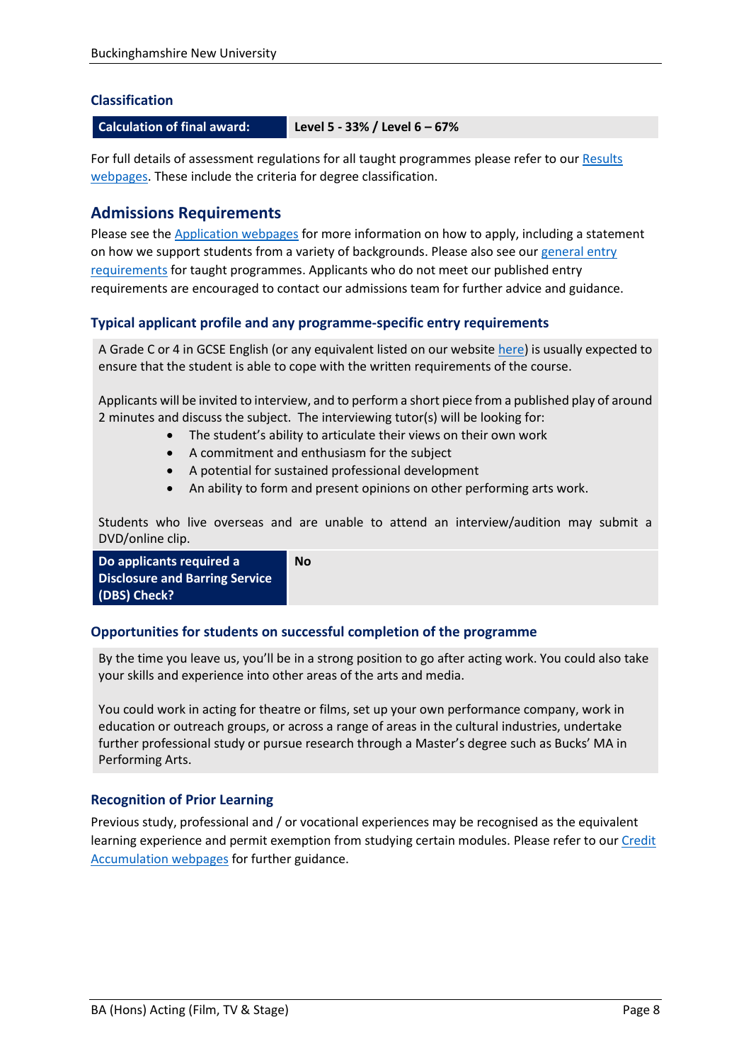### Classification

| Calculation of final award: | Level 5 - 33% / Level 6 – 67% |
|---|---|

For full details of assessment regulations for all taught programmes please refer to our Results webpages. These include the criteria for degree classification.

## Admissions Requirements

Please see the Application webpages for more information on how to apply, including a statement on how we support students from a variety of backgrounds. Please also see our general entry requirements for taught programmes. Applicants who do not meet our published entry requirements are encouraged to contact our admissions team for further advice and guidance.

### Typical applicant profile and any programme-specific entry requirements

A Grade C or 4 in GCSE English (or any equivalent listed on our website here) is usually expected to ensure that the student is able to cope with the written requirements of the course.

Applicants will be invited to interview, and to perform a short piece from a published play of around 2 minutes and discuss the subject. The interviewing tutor(s) will be looking for:

- The student's ability to articulate their views on their own work
- A commitment and enthusiasm for the subject
- A potential for sustained professional development
- An ability to form and present opinions on other performing arts work.

Students who live overseas and are unable to attend an interview/audition may submit a DVD/online clip.

| Do applicants required a Disclosure and Barring Service (DBS) Check? | No |
|---|---|

### Opportunities for students on successful completion of the programme

By the time you leave us, you'll be in a strong position to go after acting work. You could also take your skills and experience into other areas of the arts and media.

You could work in acting for theatre or films, set up your own performance company, work in education or outreach groups, or across a range of areas in the cultural industries, undertake further professional study or pursue research through a Master's degree such as Bucks' MA in Performing Arts.

### Recognition of Prior Learning

Previous study, professional and / or vocational experiences may be recognised as the equivalent learning experience and permit exemption from studying certain modules. Please refer to our Credit Accumulation webpages for further guidance.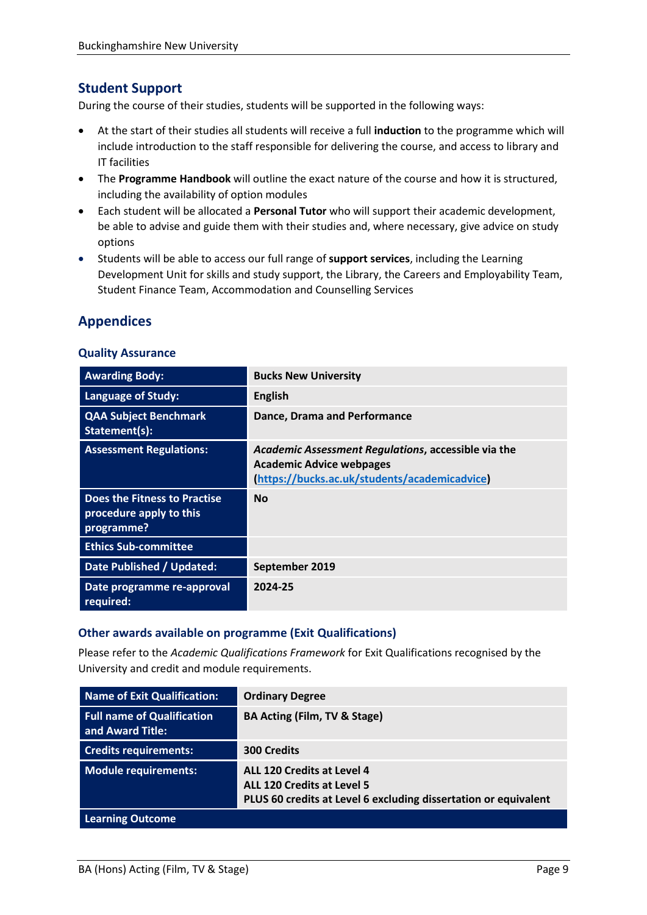## Student Support

During the course of their studies, students will be supported in the following ways:

- At the start of their studies all students will receive a full **induction** to the programme which will include introduction to the staff responsible for delivering the course, and access to library and IT facilities
- The **Programme Handbook** will outline the exact nature of the course and how it is structured, including the availability of option modules
- Each student will be allocated a **Personal Tutor** who will support their academic development, be able to advise and guide them with their studies and, where necessary, give advice on study options
- Students will be able to access our full range of **support services**, including the Learning Development Unit for skills and study support, the Library, the Careers and Employability Team, Student Finance Team, Accommodation and Counselling Services

## Appendices

### Quality Assurance

| | |
|---|---|
| **Awarding Body:** | **Bucks New University** |
| **Language of Study:** | **English** |
| **QAA Subject Benchmark Statement(s):** | **Dance, Drama and Performance** |
| **Assessment Regulations:** | ***Academic Assessment Regulations*, accessible via the Academic Advice webpages ([https://bucks.ac.uk/students/academicadvice](https://bucks.ac.uk/students/academicadvice))** |
| **Does the Fitness to Practise procedure apply to this programme?** | **No** |
| **Ethics Sub-committee** | |
| **Date Published / Updated:** | **September 2019** |
| **Date programme re-approval required:** | **2024-25** |

### Other awards available on programme (Exit Qualifications)

Please refer to the *Academic Qualifications Framework* for Exit Qualifications recognised by the University and credit and module requirements.

| | |
|---|---|
| **Name of Exit Qualification:** | **Ordinary Degree** |
| **Full name of Qualification and Award Title:** | **BA Acting (Film, TV & Stage)** |
| **Credits requirements:** | **300 Credits** |
| **Module requirements:** | **ALL 120 Credits at Level 4**<br>**ALL 120 Credits at Level 5**<br>**PLUS 60 credits at Level 6 excluding dissertation or equivalent** |
| **Learning Outcome** | |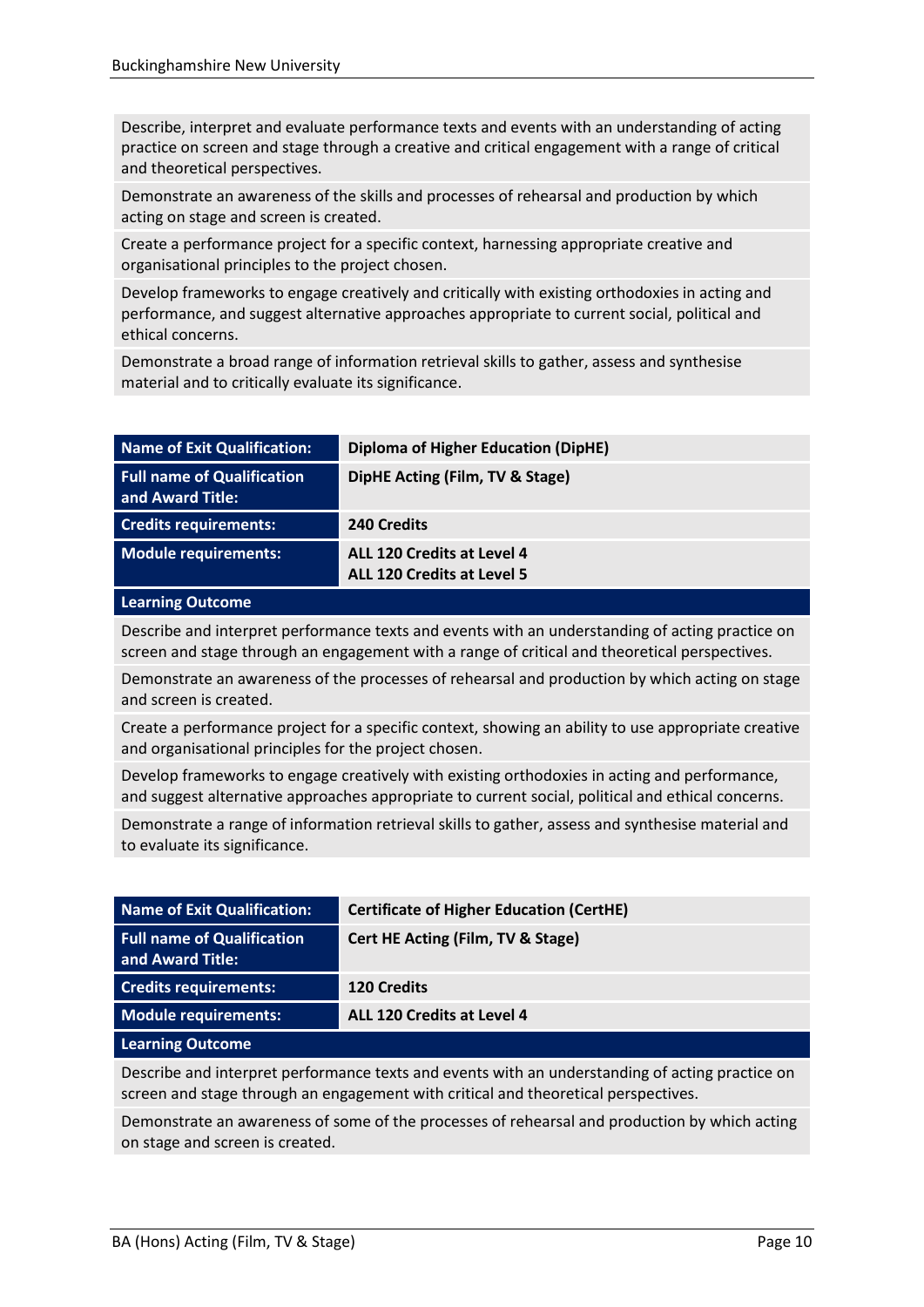| Learning Outcome |
|---|
| Describe, interpret and evaluate performance texts and events with an understanding of acting practice on screen and stage through a creative and critical engagement with a range of critical and theoretical perspectives. |
| Demonstrate an awareness of the skills and processes of rehearsal and production by which acting on stage and screen is created. |
| Create a performance project for a specific context, harnessing appropriate creative and organisational principles to the project chosen. |
| Develop frameworks to engage creatively and critically with existing orthodoxies in acting and performance, and suggest alternative approaches appropriate to current social, political and ethical concerns. |
| Demonstrate a broad range of information retrieval skills to gather, assess and synthesise material and to critically evaluate its significance. |

| Name of Exit Qualification: | Diploma of Higher Education (DipHE) |
|---|---|
| Full name of Qualification and Award Title: | DipHE Acting (Film, TV & Stage) |
| Credits requirements: | 240 Credits |
| Module requirements: | ALL 120 Credits at Level 4<br>ALL 120 Credits at Level 5 |
| **Learning Outcome** | |
| Describe and interpret performance texts and events with an understanding of acting practice on screen and stage through an engagement with a range of critical and theoretical perspectives. | |
| Demonstrate an awareness of the processes of rehearsal and production by which acting on stage and screen is created. | |
| Create a performance project for a specific context, showing an ability to use appropriate creative and organisational principles for the project chosen. | |
| Develop frameworks to engage creatively with existing orthodoxies in acting and performance, and suggest alternative approaches appropriate to current social, political and ethical concerns. | |
| Demonstrate a range of information retrieval skills to gather, assess and synthesise material and to evaluate its significance. | |

| Name of Exit Qualification: | Certificate of Higher Education (CertHE) |
|---|---|
| Full name of Qualification and Award Title: | Cert HE Acting (Film, TV & Stage) |
| Credits requirements: | 120 Credits |
| Module requirements: | ALL 120 Credits at Level 4 |
| **Learning Outcome** | |
| Describe and interpret performance texts and events with an understanding of acting practice on screen and stage through an engagement with critical and theoretical perspectives. | |
| Demonstrate an awareness of some of the processes of rehearsal and production by which acting on stage and screen is created. | |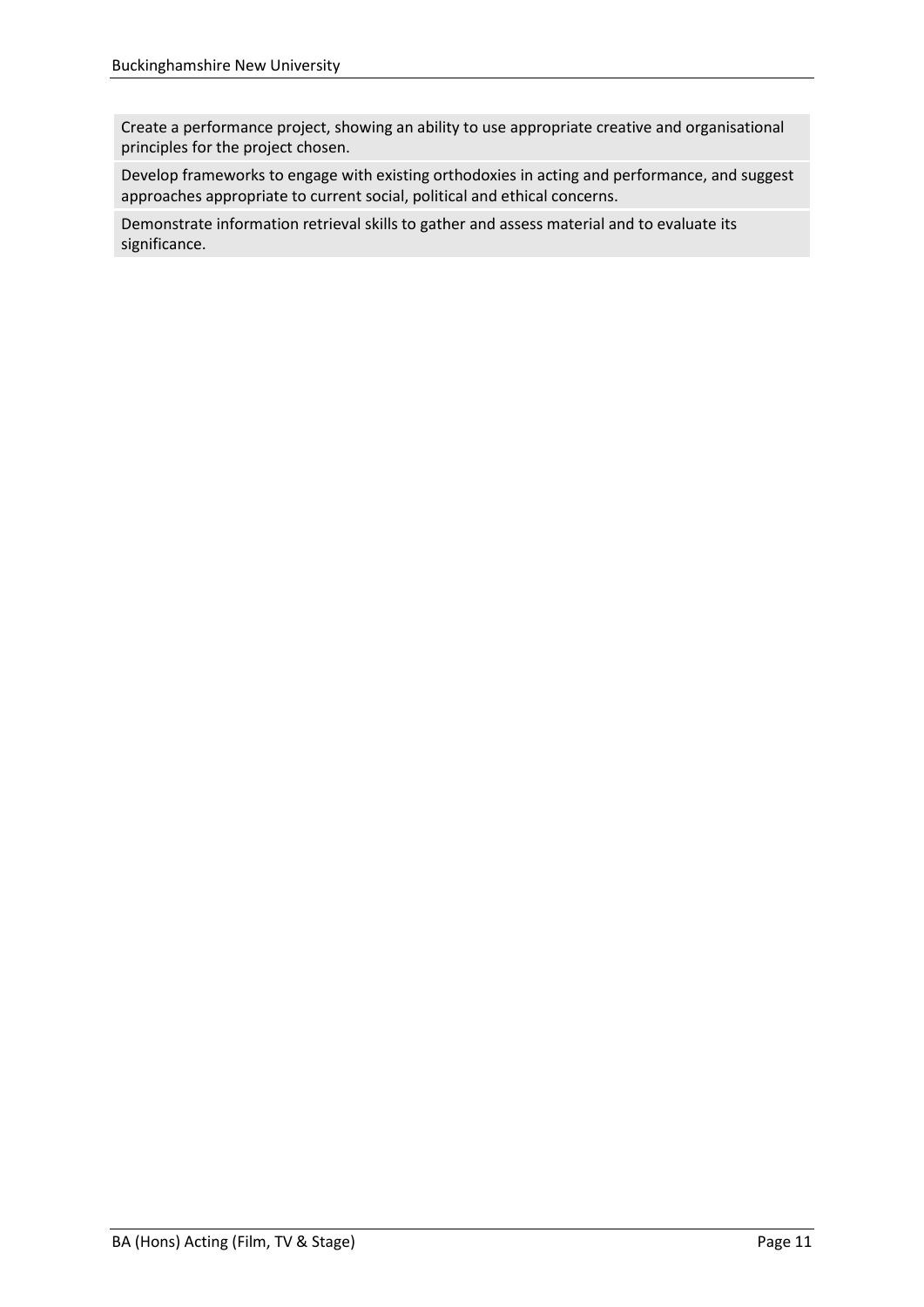| |
|---|
| Create a performance project, showing an ability to use appropriate creative and organisational principles for the project chosen. |
| Develop frameworks to engage with existing orthodoxies in acting and performance, and suggest approaches appropriate to current social, political and ethical concerns. |
| Demonstrate information retrieval skills to gather and assess material and to evaluate its significance. |